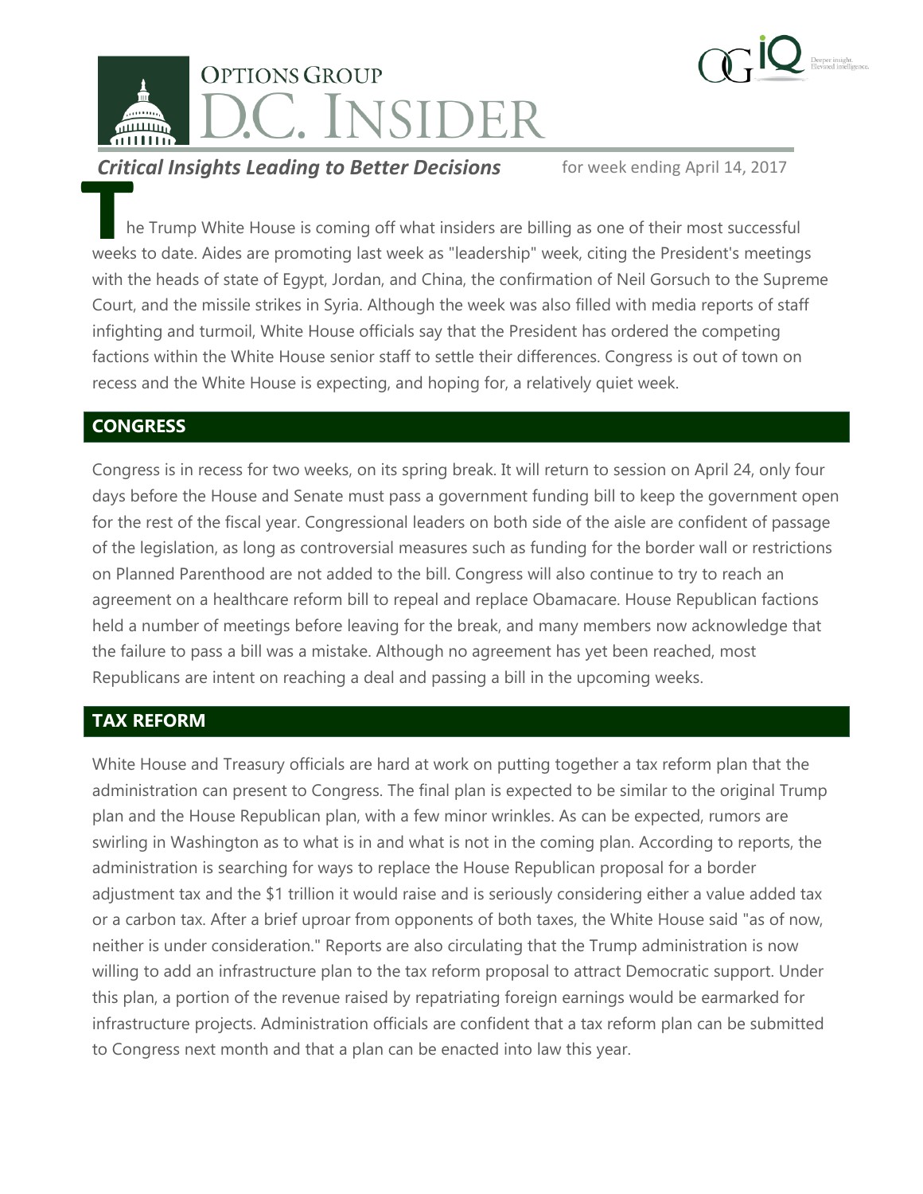# Options Group D.C. Insider

***Critical Insights Leading to Better Decisions*** for week ending April 14, 2017

The Trump White House is coming off what insiders are billing as one of their most successful weeks to date. Aides are promoting last week as "leadership" week, citing the President's meetings with the heads of state of Egypt, Jordan, and China, the confirmation of Neil Gorsuch to the Supreme Court, and the missile strikes in Syria. Although the week was also filled with media reports of staff infighting and turmoil, White House officials say that the President has ordered the competing factions within the White House senior staff to settle their differences. Congress is out of town on recess and the White House is expecting, and hoping for, a relatively quiet week.

## CONGRESS

Congress is in recess for two weeks, on its spring break. It will return to session on April 24, only four days before the House and Senate must pass a government funding bill to keep the government open for the rest of the fiscal year. Congressional leaders on both side of the aisle are confident of passage of the legislation, as long as controversial measures such as funding for the border wall or restrictions on Planned Parenthood are not added to the bill. Congress will also continue to try to reach an agreement on a healthcare reform bill to repeal and replace Obamacare. House Republican factions held a number of meetings before leaving for the break, and many members now acknowledge that the failure to pass a bill was a mistake. Although no agreement has yet been reached, most Republicans are intent on reaching a deal and passing a bill in the upcoming weeks.

## TAX REFORM

White House and Treasury officials are hard at work on putting together a tax reform plan that the administration can present to Congress. The final plan is expected to be similar to the original Trump plan and the House Republican plan, with a few minor wrinkles. As can be expected, rumors are swirling in Washington as to what is in and what is not in the coming plan. According to reports, the administration is searching for ways to replace the House Republican proposal for a border adjustment tax and the $1 trillion it would raise and is seriously considering either a value added tax or a carbon tax. After a brief uproar from opponents of both taxes, the White House said "as of now, neither is under consideration." Reports are also circulating that the Trump administration is now willing to add an infrastructure plan to the tax reform proposal to attract Democratic support. Under this plan, a portion of the revenue raised by repatriating foreign earnings would be earmarked for infrastructure projects. Administration officials are confident that a tax reform plan can be submitted to Congress next month and that a plan can be enacted into law this year.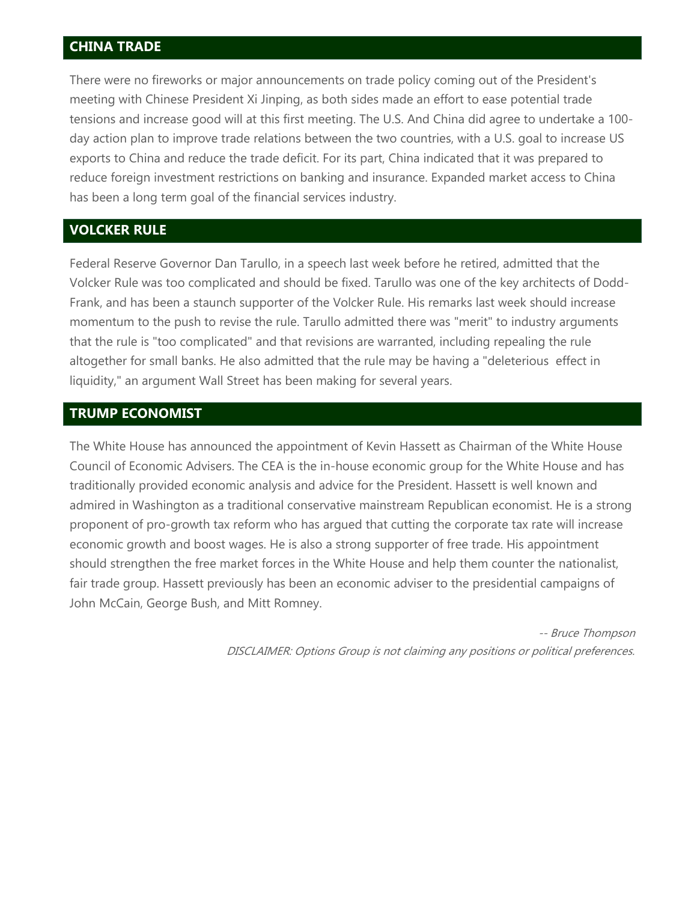## CHINA TRADE

There were no fireworks or major announcements on trade policy coming out of the President's meeting with Chinese President Xi Jinping, as both sides made an effort to ease potential trade tensions and increase good will at this first meeting. The U.S. And China did agree to undertake a 100-day action plan to improve trade relations between the two countries, with a U.S. goal to increase US exports to China and reduce the trade deficit. For its part, China indicated that it was prepared to reduce foreign investment restrictions on banking and insurance. Expanded market access to China has been a long term goal of the financial services industry.

## VOLCKER RULE

Federal Reserve Governor Dan Tarullo, in a speech last week before he retired, admitted that the Volcker Rule was too complicated and should be fixed. Tarullo was one of the key architects of Dodd-Frank, and has been a staunch supporter of the Volcker Rule. His remarks last week should increase momentum to the push to revise the rule. Tarullo admitted there was "merit" to industry arguments that the rule is "too complicated" and that revisions are warranted, including repealing the rule altogether for small banks. He also admitted that the rule may be having a "deleterious effect in liquidity," an argument Wall Street has been making for several years.

## TRUMP ECONOMIST

The White House has announced the appointment of Kevin Hassett as Chairman of the White House Council of Economic Advisers. The CEA is the in-house economic group for the White House and has traditionally provided economic analysis and advice for the President. Hassett is well known and admired in Washington as a traditional conservative mainstream Republican economist. He is a strong proponent of pro-growth tax reform who has argued that cutting the corporate tax rate will increase economic growth and boost wages. He is also a strong supporter of free trade. His appointment should strengthen the free market forces in the White House and help them counter the nationalist, fair trade group. Hassett previously has been an economic adviser to the presidential campaigns of John McCain, George Bush, and Mitt Romney.

*-- Bruce Thompson*

*DISCLAIMER: Options Group is not claiming any positions or political preferences.*